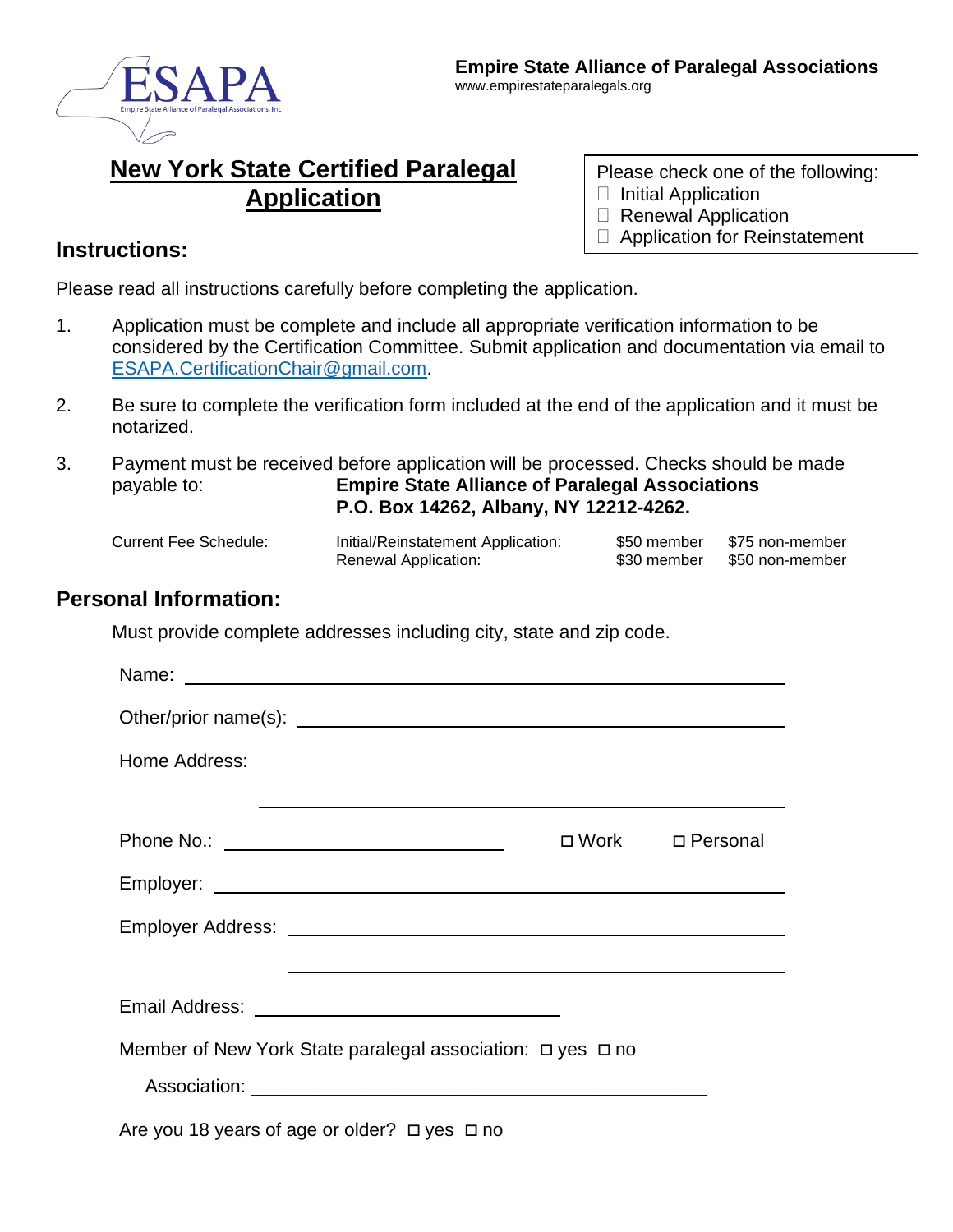**Empire State Alliance of Paralegal Associations**
www.empirestateparalegals.org

# New York State Certified Paralegal Application

Please check one of the following:
- ☐ Initial Application
- ☐ Renewal Application
- ☐ Application for Reinstatement

## Instructions:

Please read all instructions carefully before completing the application.

1. Application must be complete and include all appropriate verification information to be considered by the Certification Committee. Submit application and documentation via email to ESAPA.CertificationChair@gmail.com.

2. Be sure to complete the verification form included at the end of the application and it must be notarized.

3. Payment must be received before application will be processed. Checks should be made payable to: **Empire State Alliance of Paralegal Associations P.O. Box 14262, Albany, NY 12212-4262.**

| Current Fee Schedule: | Initial/Reinstatement Application: | $50 member | $75 non-member |
|---|---|---|---|
| | Renewal Application: | $30 member | $50 non-member |

## Personal Information:

Must provide complete addresses including city, state and zip code.

Name: ______________________________

Other/prior name(s): ______________________________

Home Address: ______________________________

______________________________

Phone No.: ____________________ ☐ Work ☐ Personal

Employer: ______________________________

Employer Address: ______________________________

______________________________

Email Address: ____________________

Member of New York State paralegal association: ☐ yes ☐ no

Association: ______________________________

Are you 18 years of age or older? ☐ yes ☐ no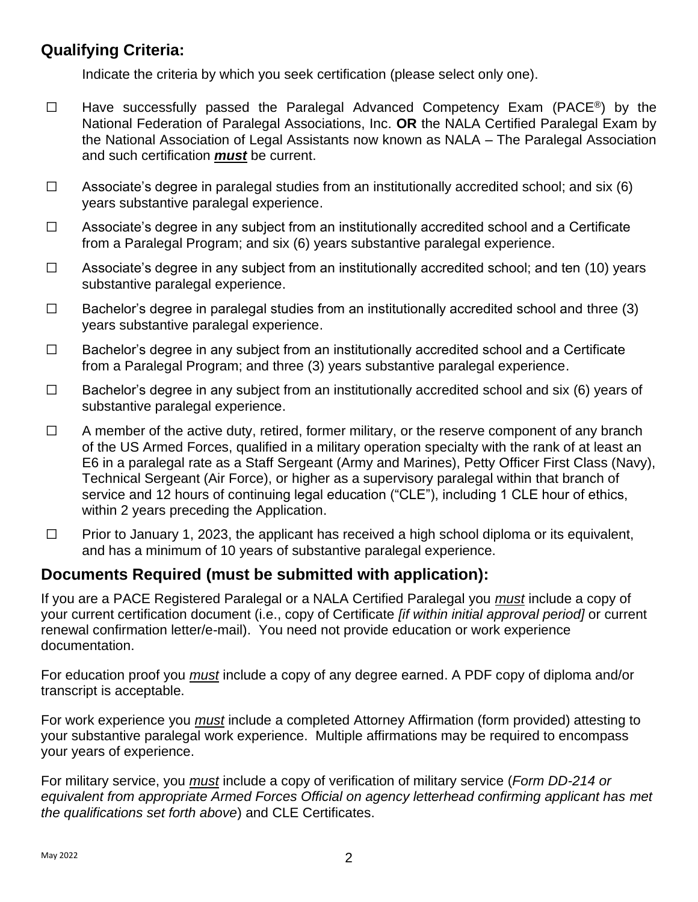## Qualifying Criteria:

Indicate the criteria by which you seek certification (please select only one).

☐ Have successfully passed the Paralegal Advanced Competency Exam (PACE®) by the National Federation of Paralegal Associations, Inc. **OR** the NALA Certified Paralegal Exam by the National Association of Legal Assistants now known as NALA – The Paralegal Association and such certification ***must*** be current.

☐ Associate's degree in paralegal studies from an institutionally accredited school; and six (6) years substantive paralegal experience.

☐ Associate's degree in any subject from an institutionally accredited school and a Certificate from a Paralegal Program; and six (6) years substantive paralegal experience.

☐ Associate's degree in any subject from an institutionally accredited school; and ten (10) years substantive paralegal experience.

☐ Bachelor's degree in paralegal studies from an institutionally accredited school and three (3) years substantive paralegal experience.

☐ Bachelor's degree in any subject from an institutionally accredited school and a Certificate from a Paralegal Program; and three (3) years substantive paralegal experience.

☐ Bachelor's degree in any subject from an institutionally accredited school and six (6) years of substantive paralegal experience.

☐ A member of the active duty, retired, former military, or the reserve component of any branch of the US Armed Forces, qualified in a military operation specialty with the rank of at least an E6 in a paralegal rate as a Staff Sergeant (Army and Marines), Petty Officer First Class (Navy), Technical Sergeant (Air Force), or higher as a supervisory paralegal within that branch of service and 12 hours of continuing legal education ("CLE"), including 1 CLE hour of ethics, within 2 years preceding the Application.

☐ Prior to January 1, 2023, the applicant has received a high school diploma or its equivalent, and has a minimum of 10 years of substantive paralegal experience.

## Documents Required (must be submitted with application):

If you are a PACE Registered Paralegal or a NALA Certified Paralegal you *must* include a copy of your current certification document (i.e., copy of Certificate *[if within initial approval period]* or current renewal confirmation letter/e-mail). You need not provide education or work experience documentation.

For education proof you *must* include a copy of any degree earned. A PDF copy of diploma and/or transcript is acceptable.

For work experience you *must* include a completed Attorney Affirmation (form provided) attesting to your substantive paralegal work experience. Multiple affirmations may be required to encompass your years of experience.

For military service, you *must* include a copy of verification of military service (*Form DD-214 or equivalent from appropriate Armed Forces Official on agency letterhead confirming applicant has met the qualifications set forth above*) and CLE Certificates.

May 2022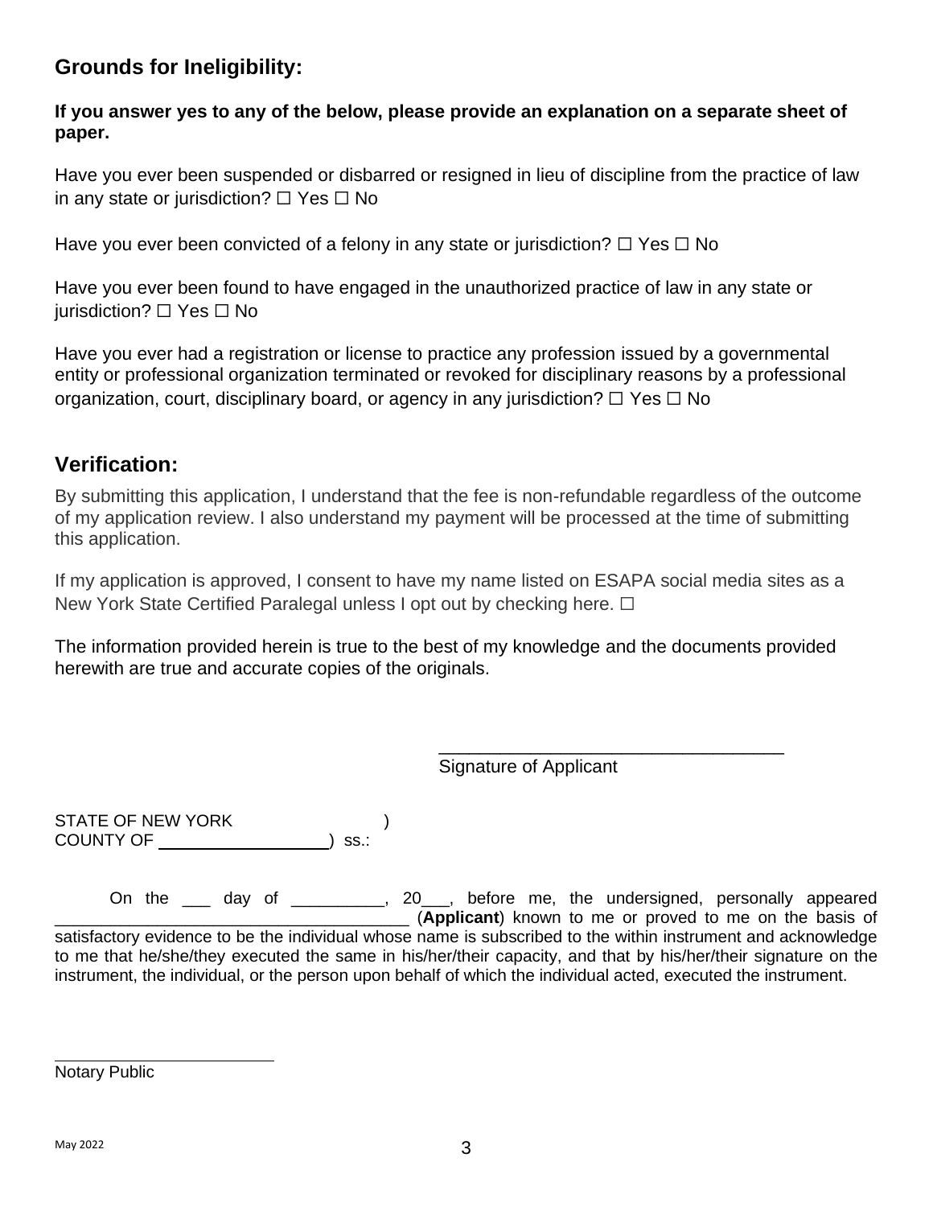## Grounds for Ineligibility:

**If you answer yes to any of the below, please provide an explanation on a separate sheet of paper.**

Have you ever been suspended or disbarred or resigned in lieu of discipline from the practice of law in any state or jurisdiction? ☐ Yes ☐ No

Have you ever been convicted of a felony in any state or jurisdiction? ☐ Yes ☐ No

Have you ever been found to have engaged in the unauthorized practice of law in any state or jurisdiction? ☐ Yes ☐ No

Have you ever had a registration or license to practice any profession issued by a governmental entity or professional organization terminated or revoked for disciplinary reasons by a professional organization, court, disciplinary board, or agency in any jurisdiction? ☐ Yes ☐ No

## Verification:

By submitting this application, I understand that the fee is non-refundable regardless of the outcome of my application review. I also understand my payment will be processed at the time of submitting this application.

If my application is approved, I consent to have my name listed on ESAPA social media sites as a New York State Certified Paralegal unless I opt out by checking here. ☐

The information provided herein is true to the best of my knowledge and the documents provided herewith are true and accurate copies of the originals.

\_\_\_\_\_\_\_\_\_\_\_\_\_\_\_\_\_\_\_\_\_\_\_\_\_\_\_\_\_\_\_\_\_\_\_
Signature of Applicant

STATE OF NEW YORK )
COUNTY OF \_\_\_\_\_\_\_\_\_\_\_\_\_\_\_\_\_\_\_\_) ss.:

On the \_\_\_ day of \_\_\_\_\_\_\_\_\_\_, 20\_\_\_, before me, the undersigned, personally appeared \_\_\_\_\_\_\_\_\_\_\_\_\_\_\_\_\_\_\_\_\_\_\_\_\_\_\_\_\_\_\_\_\_\_\_\_\_\_ (**Applicant**) known to me or proved to me on the basis of satisfactory evidence to be the individual whose name is subscribed to the within instrument and acknowledge to me that he/she/they executed the same in his/her/their capacity, and that by his/her/their signature on the instrument, the individual, or the person upon behalf of which the individual acted, executed the instrument.

\_\_\_\_\_\_\_\_\_\_\_\_\_\_\_\_\_\_\_\_\_\_\_\_\_
Notary Public

May 2022